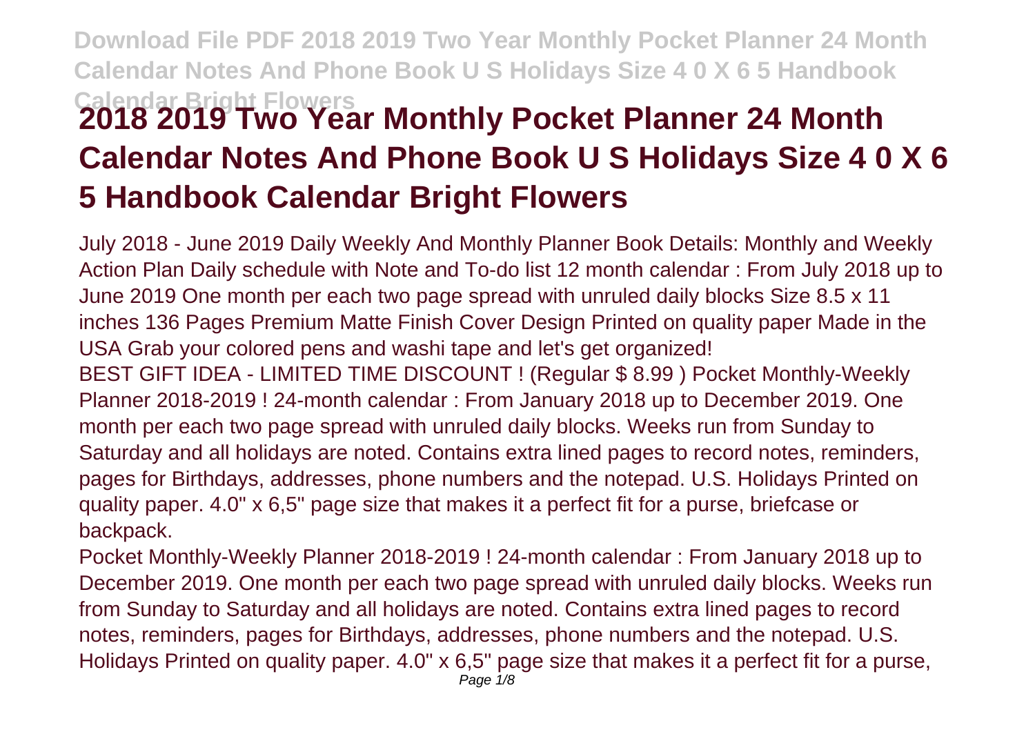# 2018 2019 Two Year Monthly Pocket Planner 24 Month Calendar Notes And Phone Book U S Holidays Size 4 0 X 6 5 Handbook Calendar Bright Flowers

July 2018 - June 2019 Daily Weekly And Monthly Planner Book Details: Monthly and Weekly Action Plan Daily schedule with Note and To-do list 12 month calendar : From July 2018 up to June 2019 One month per each two page spread with unruled daily blocks Size 8.5 x 11 inches 136 Pages Premium Matte Finish Cover Design Printed on quality paper Made in the USA Grab your colored pens and washi tape and let's get organized!

BEST GIFT IDEA - LIMITED TIME DISCOUNT ! (Regular $ 8.99 ) Pocket Monthly-Weekly Planner 2018-2019 ! 24-month calendar : From January 2018 up to December 2019. One month per each two page spread with unruled daily blocks. Weeks run from Sunday to Saturday and all holidays are noted. Contains extra lined pages to record notes, reminders, pages for Birthdays, addresses, phone numbers and the notepad. U.S. Holidays Printed on quality paper. 4.0" x 6,5" page size that makes it a perfect fit for a purse, briefcase or backpack.

Pocket Monthly-Weekly Planner 2018-2019 ! 24-month calendar : From January 2018 up to December 2019. One month per each two page spread with unruled daily blocks. Weeks run from Sunday to Saturday and all holidays are noted. Contains extra lined pages to record notes, reminders, pages for Birthdays, addresses, phone numbers and the notepad. U.S. Holidays Printed on quality paper. 4.0" x 6,5" page size that makes it a perfect fit for a purse,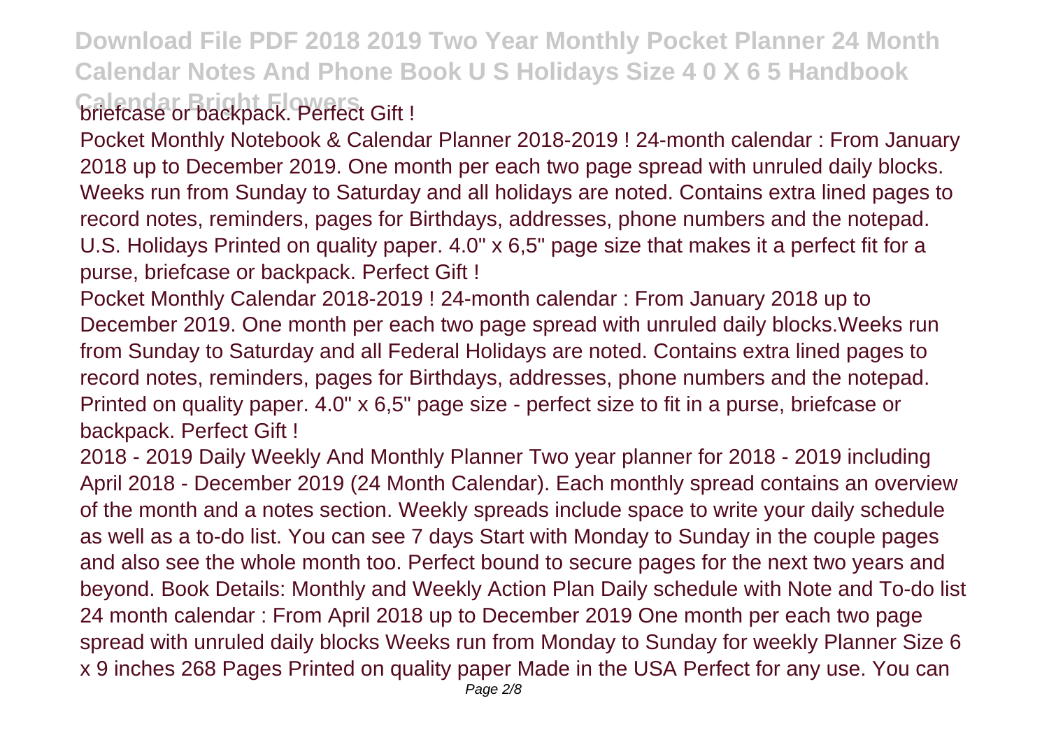briefcase or backpack. Perfect Gift !

Pocket Monthly Notebook & Calendar Planner 2018-2019 ! 24-month calendar : From January 2018 up to December 2019. One month per each two page spread with unruled daily blocks. Weeks run from Sunday to Saturday and all holidays are noted. Contains extra lined pages to record notes, reminders, pages for Birthdays, addresses, phone numbers and the notepad. U.S. Holidays Printed on quality paper. 4.0" x 6,5" page size that makes it a perfect fit for a purse, briefcase or backpack. Perfect Gift !

Pocket Monthly Calendar 2018-2019 ! 24-month calendar : From January 2018 up to December 2019. One month per each two page spread with unruled daily blocks.Weeks run from Sunday to Saturday and all Federal Holidays are noted. Contains extra lined pages to record notes, reminders, pages for Birthdays, addresses, phone numbers and the notepad. Printed on quality paper. 4.0" x 6,5" page size - perfect size to fit in a purse, briefcase or backpack. Perfect Gift !

2018 - 2019 Daily Weekly And Monthly Planner Two year planner for 2018 - 2019 including April 2018 - December 2019 (24 Month Calendar). Each monthly spread contains an overview of the month and a notes section. Weekly spreads include space to write your daily schedule as well as a to-do list. You can see 7 days Start with Monday to Sunday in the couple pages and also see the whole month too. Perfect bound to secure pages for the next two years and beyond. Book Details: Monthly and Weekly Action Plan Daily schedule with Note and To-do list 24 month calendar : From April 2018 up to December 2019 One month per each two page spread with unruled daily blocks Weeks run from Monday to Sunday for weekly Planner Size 6 x 9 inches 268 Pages Printed on quality paper Made in the USA Perfect for any use. You can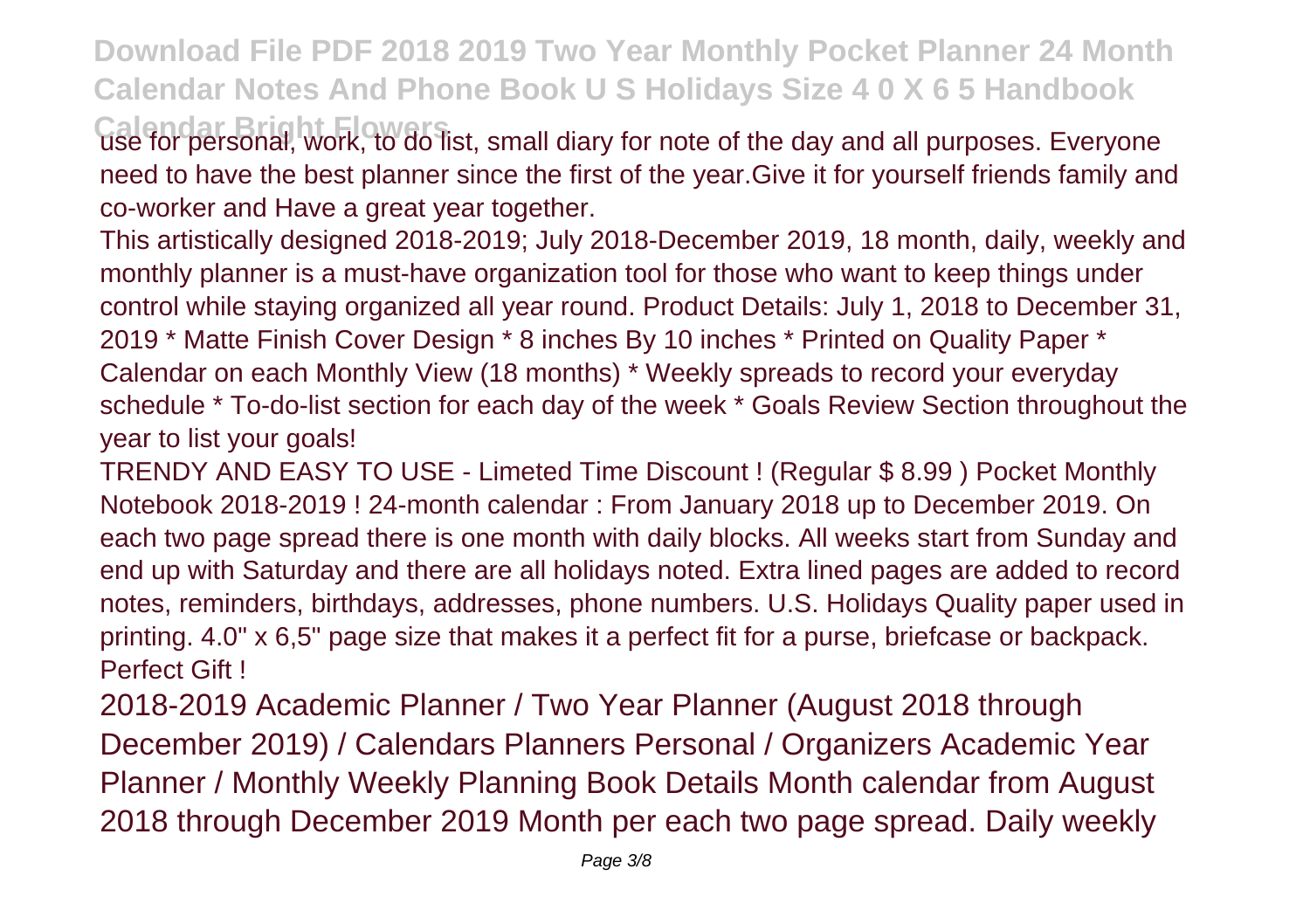use for personal, work, to do list, small diary for note of the day and all purposes. Everyone need to have the best planner since the first of the year.Give it for yourself friends family and co-worker and Have a great year together.

This artistically designed 2018-2019; July 2018-December 2019, 18 month, daily, weekly and monthly planner is a must-have organization tool for those who want to keep things under control while staying organized all year round. Product Details: July 1, 2018 to December 31, 2019 * Matte Finish Cover Design * 8 inches By 10 inches * Printed on Quality Paper * Calendar on each Monthly View (18 months) * Weekly spreads to record your everyday schedule * To-do-list section for each day of the week * Goals Review Section throughout the year to list your goals!

TRENDY AND EASY TO USE - Limeted Time Discount ! (Regular $ 8.99 ) Pocket Monthly Notebook 2018-2019 ! 24-month calendar : From January 2018 up to December 2019. On each two page spread there is one month with daily blocks. All weeks start from Sunday and end up with Saturday and there are all holidays noted. Extra lined pages are added to record notes, reminders, birthdays, addresses, phone numbers. U.S. Holidays Quality paper used in printing. 4.0" x 6,5" page size that makes it a perfect fit for a purse, briefcase or backpack. Perfect Gift !

2018-2019 Academic Planner / Two Year Planner (August 2018 through December 2019) / Calendars Planners Personal / Organizers Academic Year Planner / Monthly Weekly Planning Book Details Month calendar from August 2018 through December 2019 Month per each two page spread. Daily weekly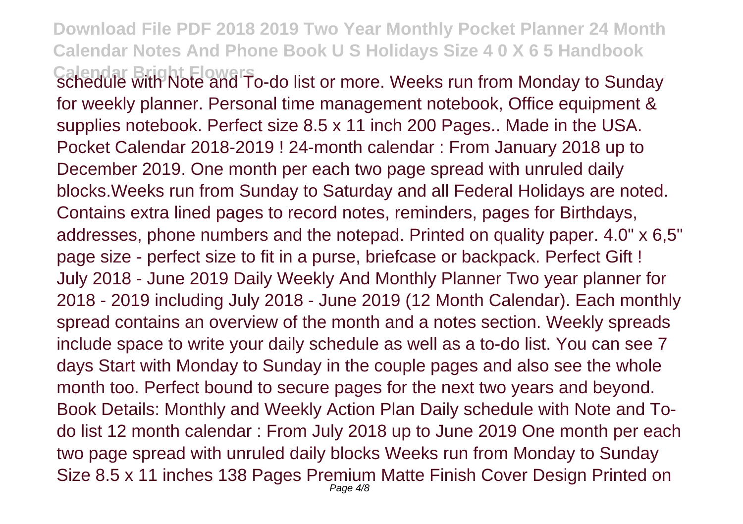schedule with Note and To-do list or more. Weeks run from Monday to Sunday for weekly planner. Personal time management notebook, Office equipment & supplies notebook. Perfect size 8.5 x 11 inch 200 Pages.. Made in the USA. Pocket Calendar 2018-2019 ! 24-month calendar : From January 2018 up to December 2019. One month per each two page spread with unruled daily blocks.Weeks run from Sunday to Saturday and all Federal Holidays are noted. Contains extra lined pages to record notes, reminders, pages for Birthdays, addresses, phone numbers and the notepad. Printed on quality paper. 4.0" x 6,5" page size - perfect size to fit in a purse, briefcase or backpack. Perfect Gift ! July 2018 - June 2019 Daily Weekly And Monthly Planner Two year planner for 2018 - 2019 including July 2018 - June 2019 (12 Month Calendar). Each monthly spread contains an overview of the month and a notes section. Weekly spreads include space to write your daily schedule as well as a to-do list. You can see 7 days Start with Monday to Sunday in the couple pages and also see the whole month too. Perfect bound to secure pages for the next two years and beyond. Book Details: Monthly and Weekly Action Plan Daily schedule with Note and To-do list 12 month calendar : From July 2018 up to June 2019 One month per each two page spread with unruled daily blocks Weeks run from Monday to Sunday Size 8.5 x 11 inches 138 Pages Premium Matte Finish Cover Design Printed on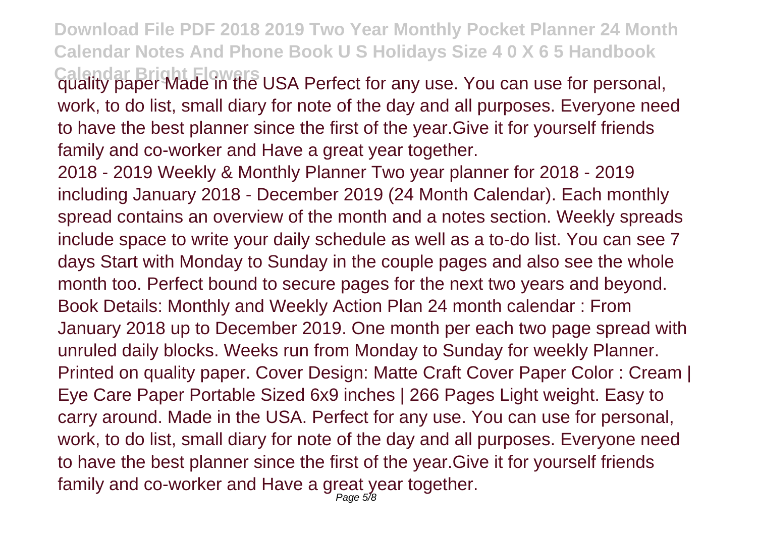quality paper Made in the USA Perfect for any use. You can use for personal, work, to do list, small diary for note of the day and all purposes. Everyone need to have the best planner since the first of the year.Give it for yourself friends family and co-worker and Have a great year together.

2018 - 2019 Weekly & Monthly Planner Two year planner for 2018 - 2019 including January 2018 - December 2019 (24 Month Calendar). Each monthly spread contains an overview of the month and a notes section. Weekly spreads include space to write your daily schedule as well as a to-do list. You can see 7 days Start with Monday to Sunday in the couple pages and also see the whole month too. Perfect bound to secure pages for the next two years and beyond. Book Details: Monthly and Weekly Action Plan 24 month calendar : From January 2018 up to December 2019. One month per each two page spread with unruled daily blocks. Weeks run from Monday to Sunday for weekly Planner. Printed on quality paper. Cover Design: Matte Craft Cover Paper Color : Cream | Eye Care Paper Portable Sized 6x9 inches | 266 Pages Light weight. Easy to carry around. Made in the USA. Perfect for any use. You can use for personal, work, to do list, small diary for note of the day and all purposes. Everyone need to have the best planner since the first of the year.Give it for yourself friends family and co-worker and Have a great year together.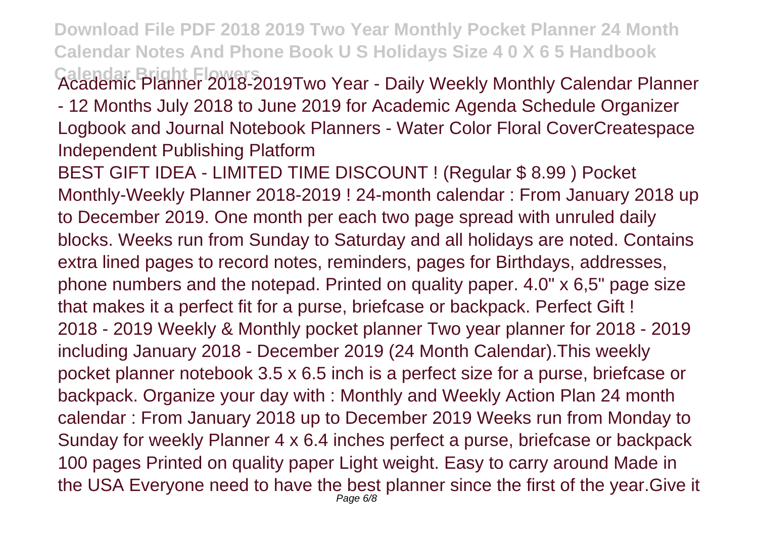Academic Planner 2018-2019Two Year - Daily Weekly Monthly Calendar Planner - 12 Months July 2018 to June 2019 for Academic Agenda Schedule Organizer Logbook and Journal Notebook Planners - Water Color Floral CoverCreatespace Independent Publishing Platform

BEST GIFT IDEA - LIMITED TIME DISCOUNT ! (Regular $ 8.99 ) Pocket Monthly-Weekly Planner 2018-2019 ! 24-month calendar : From January 2018 up to December 2019. One month per each two page spread with unruled daily blocks. Weeks run from Sunday to Saturday and all holidays are noted. Contains extra lined pages to record notes, reminders, pages for Birthdays, addresses, phone numbers and the notepad. Printed on quality paper. 4.0" x 6,5" page size that makes it a perfect fit for a purse, briefcase or backpack. Perfect Gift !

2018 - 2019 Weekly & Monthly pocket planner Two year planner for 2018 - 2019 including January 2018 - December 2019 (24 Month Calendar).This weekly pocket planner notebook 3.5 x 6.5 inch is a perfect size for a purse, briefcase or backpack. Organize your day with : Monthly and Weekly Action Plan 24 month calendar : From January 2018 up to December 2019 Weeks run from Monday to Sunday for weekly Planner 4 x 6.4 inches perfect a purse, briefcase or backpack 100 pages Printed on quality paper Light weight. Easy to carry around Made in the USA Everyone need to have the best planner since the first of the year.Give it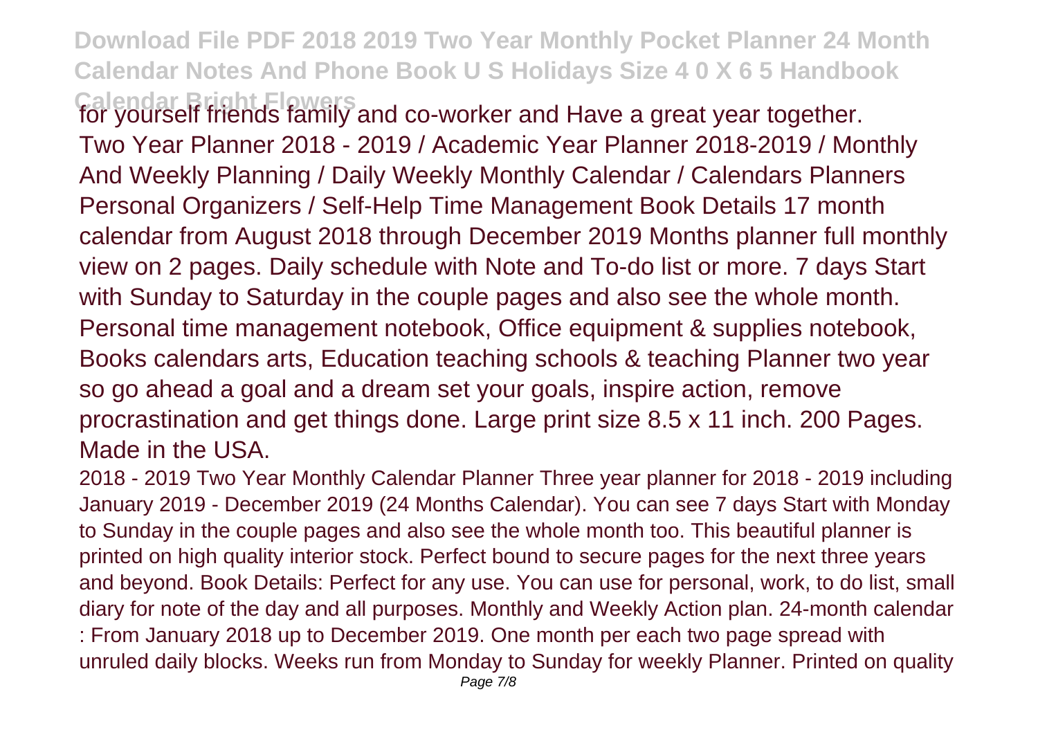for yourself friends family and co-worker and Have a great year together.

Two Year Planner 2018 - 2019 / Academic Year Planner 2018-2019 / Monthly And Weekly Planning / Daily Weekly Monthly Calendar / Calendars Planners Personal Organizers / Self-Help Time Management Book Details 17 month calendar from August 2018 through December 2019 Months planner full monthly view on 2 pages. Daily schedule with Note and To-do list or more. 7 days Start with Sunday to Saturday in the couple pages and also see the whole month. Personal time management notebook, Office equipment & supplies notebook, Books calendars arts, Education teaching schools & teaching Planner two year so go ahead a goal and a dream set your goals, inspire action, remove procrastination and get things done. Large print size 8.5 x 11 inch. 200 Pages. Made in the USA.

2018 - 2019 Two Year Monthly Calendar Planner Three year planner for 2018 - 2019 including January 2019 - December 2019 (24 Months Calendar). You can see 7 days Start with Monday to Sunday in the couple pages and also see the whole month too. This beautiful planner is printed on high quality interior stock. Perfect bound to secure pages for the next three years and beyond. Book Details: Perfect for any use. You can use for personal, work, to do list, small diary for note of the day and all purposes. Monthly and Weekly Action plan. 24-month calendar : From January 2018 up to December 2019. One month per each two page spread with unruled daily blocks. Weeks run from Monday to Sunday for weekly Planner. Printed on quality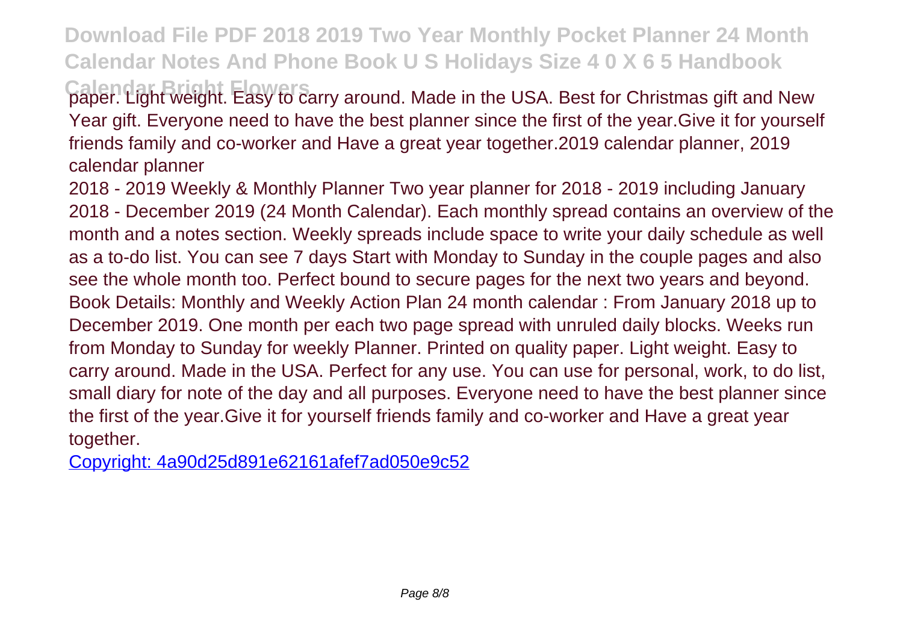paper. Light weight. Easy to carry around. Made in the USA. Best for Christmas gift and New Year gift. Everyone need to have the best planner since the first of the year.Give it for yourself friends family and co-worker and Have a great year together.2019 calendar planner, 2019 calendar planner

2018 - 2019 Weekly & Monthly Planner Two year planner for 2018 - 2019 including January 2018 - December 2019 (24 Month Calendar). Each monthly spread contains an overview of the month and a notes section. Weekly spreads include space to write your daily schedule as well as a to-do list. You can see 7 days Start with Monday to Sunday in the couple pages and also see the whole month too. Perfect bound to secure pages for the next two years and beyond. Book Details: Monthly and Weekly Action Plan 24 month calendar : From January 2018 up to December 2019. One month per each two page spread with unruled daily blocks. Weeks run from Monday to Sunday for weekly Planner. Printed on quality paper. Light weight. Easy to carry around. Made in the USA. Perfect for any use. You can use for personal, work, to do list, small diary for note of the day and all purposes. Everyone need to have the best planner since the first of the year.Give it for yourself friends family and co-worker and Have a great year together.

Copyright: 4a90d25d891e62161afef7ad050e9c52